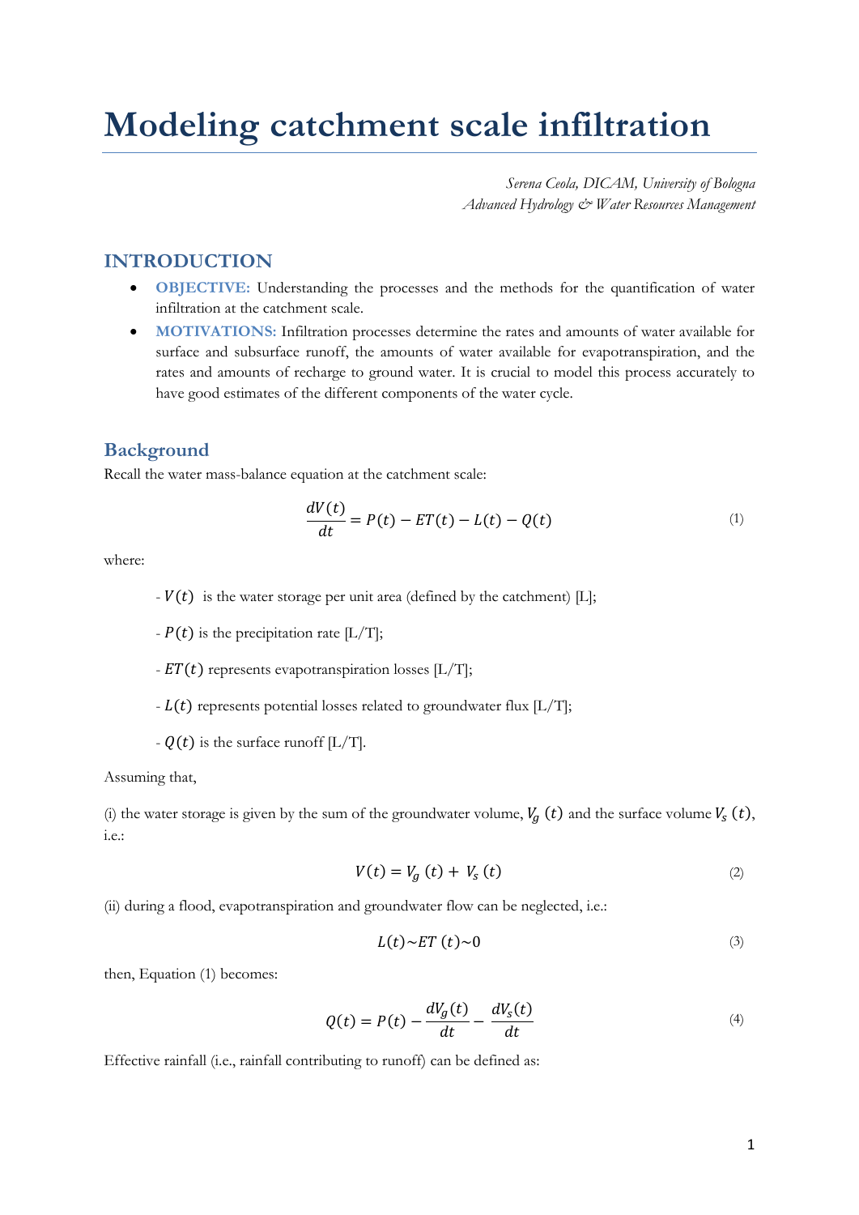# Modeling catchment scale infiltration

*Serena Ceola, DICAM, University of Bologna*
*Advanced Hydrology & Water Resources Management*

## INTRODUCTION

- **OBJECTIVE:** Understanding the processes and the methods for the quantification of water infiltration at the catchment scale.
- **MOTIVATIONS:** Infiltration processes determine the rates and amounts of water available for surface and subsurface runoff, the amounts of water available for evapotranspiration, and the rates and amounts of recharge to ground water. It is crucial to model this process accurately to have good estimates of the different components of the water cycle.

## Background

Recall the water mass-balance equation at the catchment scale:

$$\frac{dV(t)}{dt} = P(t) - ET(t) - L(t) - Q(t) \tag{1}$$

where:

- $V(t)$ is the water storage per unit area (defined by the catchment) [L];
- $P(t)$ is the precipitation rate [L/T];
- $ET(t)$ represents evapotranspiration losses [L/T];
- $L(t)$ represents potential losses related to groundwater flux [L/T];
- $Q(t)$ is the surface runoff [L/T].

Assuming that,

(i) the water storage is given by the sum of the groundwater volume, $V_g\,(t)$ and the surface volume $V_s\,(t)$, i.e.:

$$V(t) = V_g\,(t) + V_s\,(t) \tag{2}$$

(ii) during a flood, evapotranspiration and groundwater flow can be neglected, i.e.:

$$L(t) \sim ET\,(t) \sim 0 \tag{3}$$

then, Equation (1) becomes:

$$Q(t) = P(t) - \frac{dV_g(t)}{dt} - \frac{dV_s(t)}{dt} \tag{4}$$

Effective rainfall (i.e., rainfall contributing to runoff) can be defined as: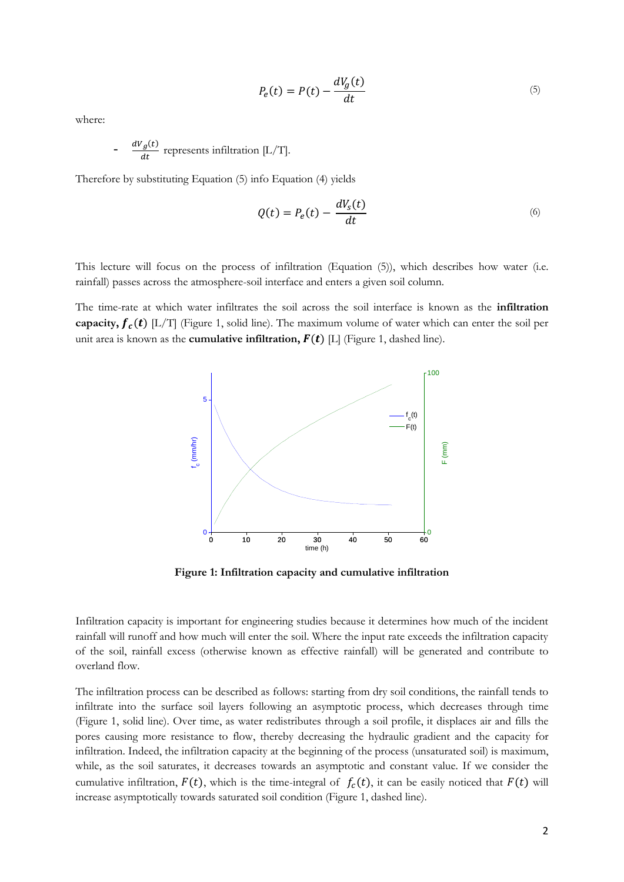$$P_e(t) = P(t) - \frac{dV_g(t)}{dt} \tag{5}$$

where:

- $\frac{dV_g(t)}{dt}$ represents infiltration [L/T].

Therefore by substituting Equation (5) info Equation (4) yields

$$Q(t) = P_e(t) - \frac{dV_s(t)}{dt} \tag{6}$$

This lecture will focus on the process of infiltration (Equation (5)), which describes how water (i.e. rainfall) passes across the atmosphere-soil interface and enters a given soil column.

The time-rate at which water infiltrates the soil across the soil interface is known as the **infiltration capacity, $f_c(t)$** [L/T] (Figure 1, solid line). The maximum volume of water which can enter the soil per unit area is known as the **cumulative infiltration, $F(t)$** [L] (Figure 1, dashed line).

**Figure 1: Infiltration capacity and cumulative infiltration**

Infiltration capacity is important for engineering studies because it determines how much of the incident rainfall will runoff and how much will enter the soil. Where the input rate exceeds the infiltration capacity of the soil, rainfall excess (otherwise known as effective rainfall) will be generated and contribute to overland flow.

The infiltration process can be described as follows: starting from dry soil conditions, the rainfall tends to infiltrate into the surface soil layers following an asymptotic process, which decreases through time (Figure 1, solid line). Over time, as water redistributes through a soil profile, it displaces air and fills the pores causing more resistance to flow, thereby decreasing the hydraulic gradient and the capacity for infiltration. Indeed, the infiltration capacity at the beginning of the process (unsaturated soil) is maximum, while, as the soil saturates, it decreases towards an asymptotic and constant value. If we consider the cumulative infiltration, $F(t)$, which is the time-integral of $f_c(t)$, it can be easily noticed that $F(t)$ will increase asymptotically towards saturated soil condition (Figure 1, dashed line).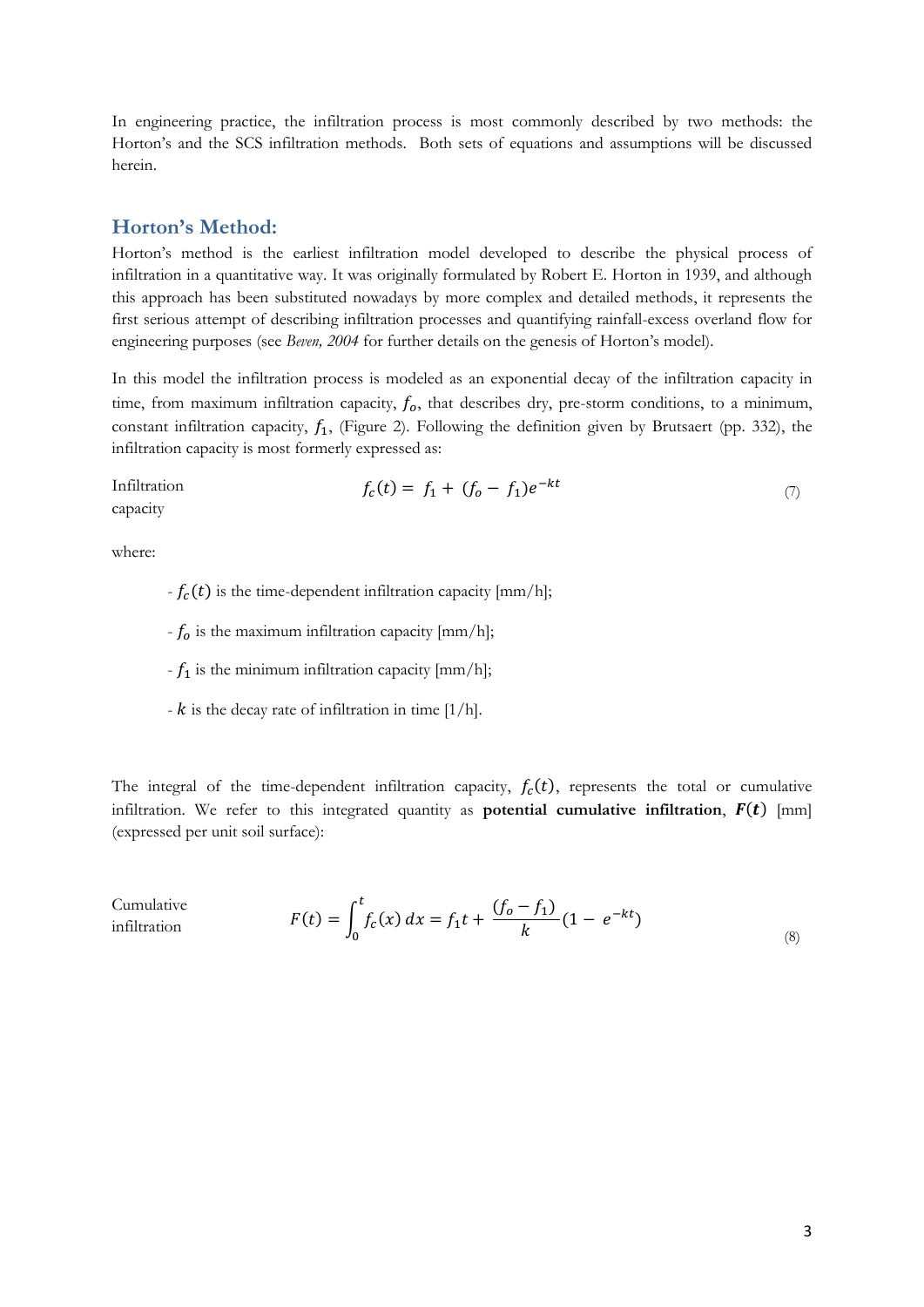In engineering practice, the infiltration process is most commonly described by two methods: the Horton's and the SCS infiltration methods. Both sets of equations and assumptions will be discussed herein.

## Horton's Method:

Horton's method is the earliest infiltration model developed to describe the physical process of infiltration in a quantitative way. It was originally formulated by Robert E. Horton in 1939, and although this approach has been substituted nowadays by more complex and detailed methods, it represents the first serious attempt of describing infiltration processes and quantifying rainfall-excess overland flow for engineering purposes (see *Beven, 2004* for further details on the genesis of Horton's model).

In this model the infiltration process is modeled as an exponential decay of the infiltration capacity in time, from maximum infiltration capacity, $f_o$, that describes dry, pre-storm conditions, to a minimum, constant infiltration capacity, $f_1$, (Figure 2). Following the definition given by Brutsaert (pp. 332), the infiltration capacity is most formerly expressed as:

Infiltration capacity

$$f_c(t) = f_1 + (f_o - f_1)e^{-kt} \tag{7}$$

where:

- $f_c(t)$ is the time-dependent infiltration capacity [mm/h];
- $f_o$ is the maximum infiltration capacity [mm/h];
- $f_1$ is the minimum infiltration capacity [mm/h];
- $k$ is the decay rate of infiltration in time [1/h].

The integral of the time-dependent infiltration capacity, $f_c(t)$, represents the total or cumulative infiltration. We refer to this integrated quantity as **potential cumulative infiltration**, $\boldsymbol{F(t)}$ [mm] (expressed per unit soil surface):

Cumulative infiltration

$$F(t) = \int_0^t f_c(x)\, dx = f_1 t + \frac{(f_o - f_1)}{k}(1 - e^{-kt}) \tag{8}$$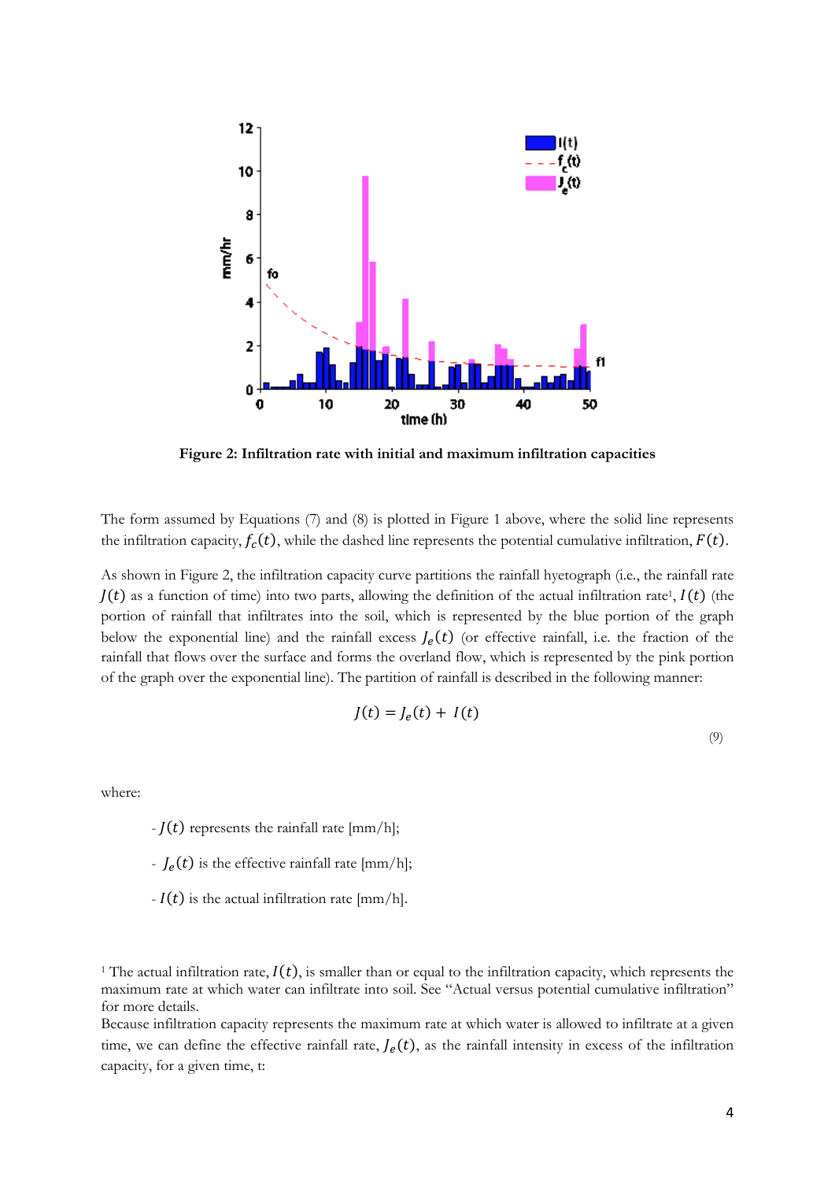**Figure 2: Infiltration rate with initial and maximum infiltration capacities**

The form assumed by Equations (7) and (8) is plotted in Figure 1 above, where the solid line represents the infiltration capacity, $f_c(t)$, while the dashed line represents the potential cumulative infiltration, $F(t)$.

As shown in Figure 2, the infiltration capacity curve partitions the rainfall hyetograph (i.e., the rainfall rate $J(t)$ as a function of time) into two parts, allowing the definition of the actual infiltration rate[1], $I(t)$ (the portion of rainfall that infiltrates into the soil, which is represented by the blue portion of the graph below the exponential line) and the rainfall excess $J_e(t)$ (or effective rainfall, i.e. the fraction of the rainfall that flows over the surface and forms the overland flow, which is represented by the pink portion of the graph over the exponential line). The partition of rainfall is described in the following manner:

$$J(t) = J_e(t) + I(t) \tag{9}$$

where:

- $J(t)$ represents the rainfall rate [mm/h];
- $J_e(t)$ is the effective rainfall rate [mm/h];
- $I(t)$ is the actual infiltration rate [mm/h].

[1] The actual infiltration rate, $I(t)$, is smaller than or equal to the infiltration capacity, which represents the maximum rate at which water can infiltrate into soil. See "Actual versus potential cumulative infiltration" for more details.

Because infiltration capacity represents the maximum rate at which water is allowed to infiltrate at a given time, we can define the effective rainfall rate, $J_e(t)$, as the rainfall intensity in excess of the infiltration capacity, for a given time, t: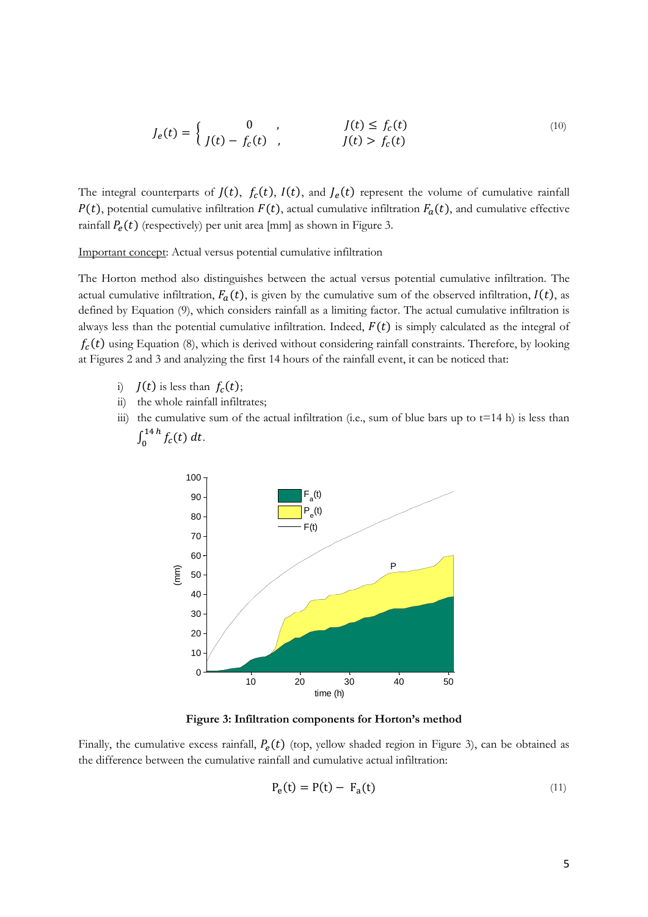$$J_e(t) = \begin{cases} 0 \quad , & J(t) \leq f_c(t) \\ J(t) - f_c(t) \quad , & J(t) > f_c(t) \end{cases} \tag{10}$$

The integral counterparts of $J(t)$, $f_c(t)$, $I(t)$, and $J_e(t)$ represent the volume of cumulative rainfall $P(t)$, potential cumulative infiltration $F(t)$, actual cumulative infiltration $F_a(t)$, and cumulative effective rainfall $P_e(t)$ (respectively) per unit area [mm] as shown in Figure 3.

Important concept: Actual versus potential cumulative infiltration

The Horton method also distinguishes between the actual versus potential cumulative infiltration. The actual cumulative infiltration, $F_a(t)$, is given by the cumulative sum of the observed infiltration, $I(t)$, as defined by Equation (9), which considers rainfall as a limiting factor. The actual cumulative infiltration is always less than the potential cumulative infiltration. Indeed, $F(t)$ is simply calculated as the integral of $f_c(t)$ using Equation (8), which is derived without considering rainfall constraints. Therefore, by looking at Figures 2 and 3 and analyzing the first 14 hours of the rainfall event, it can be noticed that:

i) $J(t)$ is less than $f_c(t)$;
ii) the whole rainfall infiltrates;
iii) the cumulative sum of the actual infiltration (i.e., sum of blue bars up to t=14 h) is less than $\int_0^{14\,h} f_c(t)\, dt$.

**Figure 3: Infiltration components for Horton's method**

Finally, the cumulative excess rainfall, $P_e(t)$ (top, yellow shaded region in Figure 3), can be obtained as the difference between the cumulative rainfall and cumulative actual infiltration:

$$\mathrm{P_e(t) = P(t) - \ F_a(t)} \tag{11}$$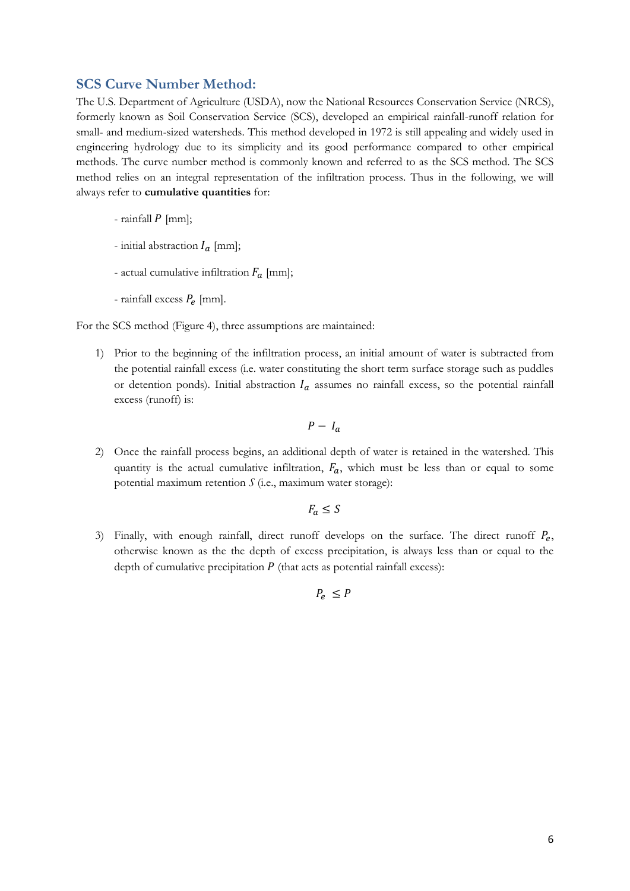## SCS Curve Number Method:

The U.S. Department of Agriculture (USDA), now the National Resources Conservation Service (NRCS), formerly known as Soil Conservation Service (SCS), developed an empirical rainfall-runoff relation for small- and medium-sized watersheds. This method developed in 1972 is still appealing and widely used in engineering hydrology due to its simplicity and its good performance compared to other empirical methods. The curve number method is commonly known and referred to as the SCS method. The SCS method relies on an integral representation of the infiltration process. Thus in the following, we will always refer to **cumulative quantities** for:

- rainfall $P$ [mm];
- initial abstraction $I_a$ [mm];
- actual cumulative infiltration $F_a$ [mm];
- rainfall excess $P_e$ [mm].

For the SCS method (Figure 4), three assumptions are maintained:

1) Prior to the beginning of the infiltration process, an initial amount of water is subtracted from the potential rainfall excess (i.e. water constituting the short term surface storage such as puddles or detention ponds). Initial abstraction $I_a$ assumes no rainfall excess, so the potential rainfall excess (runoff) is:

$$P - I_a$$

2) Once the rainfall process begins, an additional depth of water is retained in the watershed. This quantity is the actual cumulative infiltration, $F_a$, which must be less than or equal to some potential maximum retention $S$ (i.e., maximum water storage):

$$F_a \leq S$$

3) Finally, with enough rainfall, direct runoff develops on the surface. The direct runoff $P_e$, otherwise known as the the depth of excess precipitation, is always less than or equal to the depth of cumulative precipitation $P$ (that acts as potential rainfall excess):

$$P_e \leq P$$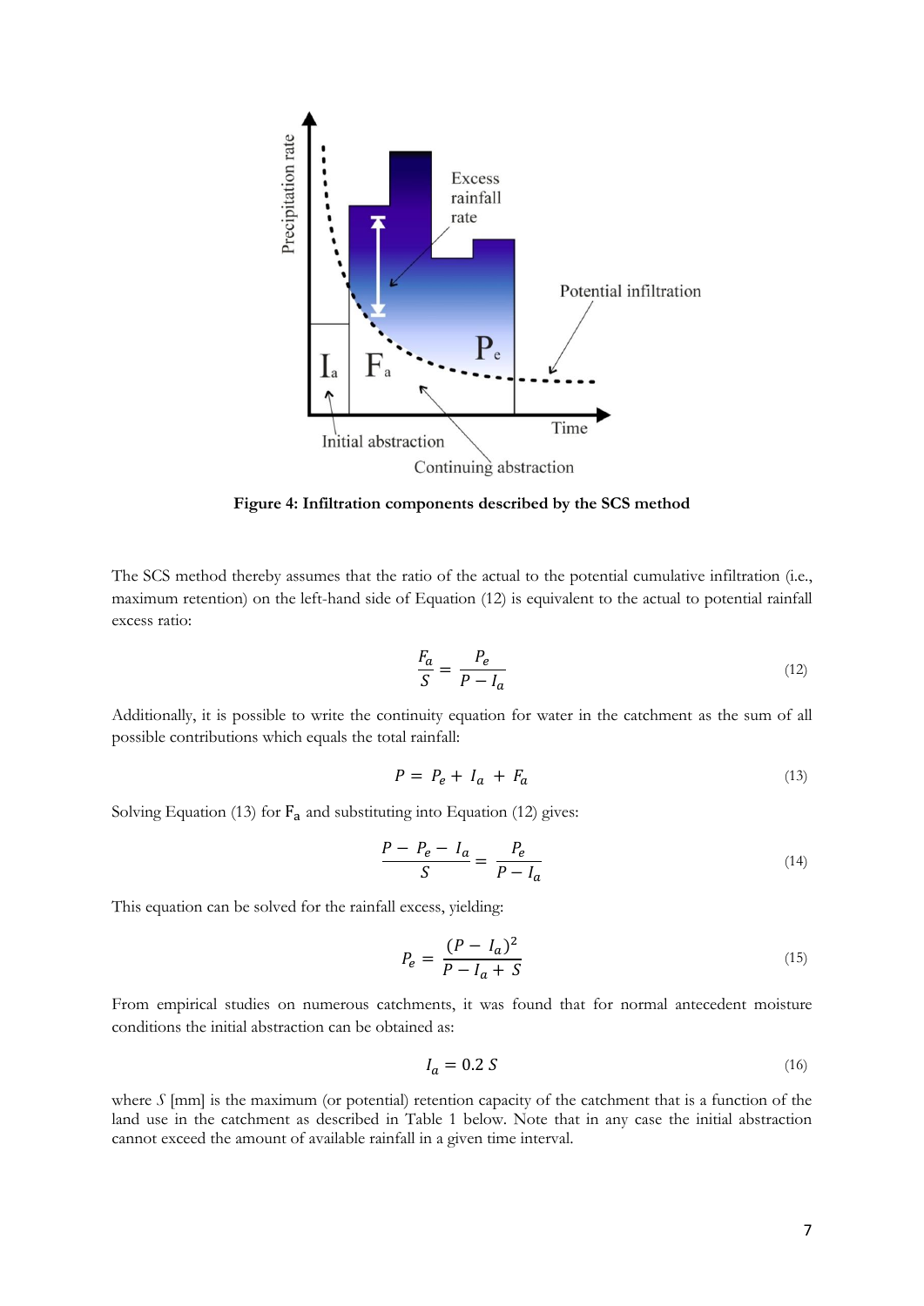**Figure 4: Infiltration components described by the SCS method**

The SCS method thereby assumes that the ratio of the actual to the potential cumulative infiltration (i.e., maximum retention) on the left-hand side of Equation (12) is equivalent to the actual to potential rainfall excess ratio:

$$\frac{F_a}{S} = \frac{P_e}{P - I_a} \tag{12}$$

Additionally, it is possible to write the continuity equation for water in the catchment as the sum of all possible contributions which equals the total rainfall:

$$P = P_e + I_a + F_a \tag{13}$$

Solving Equation (13) for $F_a$ and substituting into Equation (12) gives:

$$\frac{P - P_e - I_a}{S} = \frac{P_e}{P - I_a} \tag{14}$$

This equation can be solved for the rainfall excess, yielding:

$$P_e = \frac{(P - I_a)^2}{P - I_a + S} \tag{15}$$

From empirical studies on numerous catchments, it was found that for normal antecedent moisture conditions the initial abstraction can be obtained as:

$$I_a = 0.2\, S \tag{16}$$

where $S$ [mm] is the maximum (or potential) retention capacity of the catchment that is a function of the land use in the catchment as described in Table 1 below. Note that in any case the initial abstraction cannot exceed the amount of available rainfall in a given time interval.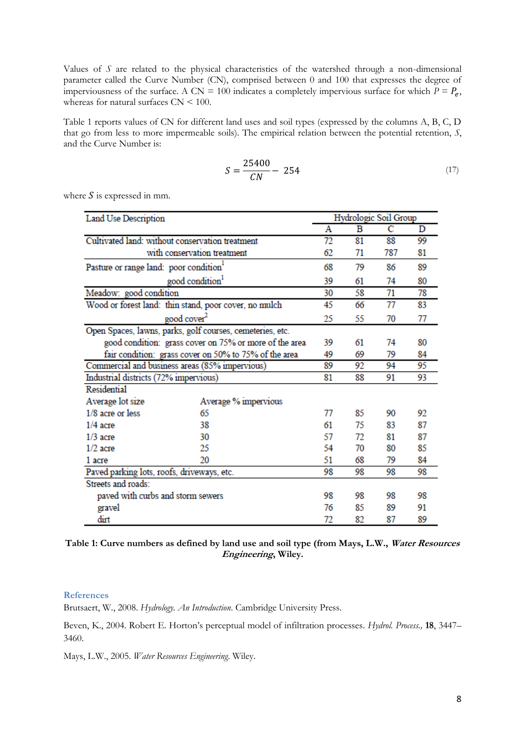Values of $S$ are related to the physical characteristics of the watershed through a non-dimensional parameter called the Curve Number (CN), comprised between 0 and 100 that expresses the degree of imperviousness of the surface. A CN = 100 indicates a completely impervious surface for which $P = P_e$, whereas for natural surfaces CN < 100.

Table 1 reports values of CN for different land uses and soil types (expressed by the columns A, B, C, D that go from less to more impermeable soils). The empirical relation between the potential retention, $S$, and the Curve Number is:

$$S = \frac{25400}{CN} - 254 \tag{17}$$

where $S$ is expressed in mm.

| Land Use Description | | Hydrologic Soil Group | | | |
|---|---|---|---|---|---|
| | | A | B | C | D |
| Cultivated land: without conservation treatment | | 72 | 81 | 88 | 99 |
| with conservation treatment | | 62 | 71 | 787 | 81 |
| Pasture or range land: poor condition[1] | | 68 | 79 | 86 | 89 |
| good condition[1] | | 39 | 61 | 74 | 80 |
| Meadow: good condition | | 30 | 58 | 71 | 78 |
| Wood or forest land: thin stand, poor cover, no mulch | | 45 | 66 | 77 | 83 |
| good cover[2] | | 25 | 55 | 70 | 77 |
| Open Spaces, lawns, parks, golf courses, cemeteries, etc. | | | | | |
| good condition: grass cover on 75% or more of the area | | 39 | 61 | 74 | 80 |
| fair condition: grass cover on 50% to 75% of the area | | 49 | 69 | 79 | 84 |
| Commercial and business areas (85% impervious) | | 89 | 92 | 94 | 95 |
| Industrial districts (72% impervious) | | 81 | 88 | 91 | 93 |
| Residential | | | | | |
| Average lot size | Average % impervious | | | | |
| 1/8 acre or less | 65 | 77 | 85 | 90 | 92 |
| 1/4 acre | 38 | 61 | 75 | 83 | 87 |
| 1/3 acre | 30 | 57 | 72 | 81 | 87 |
| 1/2 acre | 25 | 54 | 70 | 80 | 85 |
| 1 acre | 20 | 51 | 68 | 79 | 84 |
| Paved parking lots, roofs, driveways, etc. | | 98 | 98 | 98 | 98 |
| Streets and roads: | | | | | |
| paved with curbs and storm sewers | | 98 | 98 | 98 | 98 |
| gravel | | 76 | 85 | 89 | 91 |
| dirt | | 72 | 82 | 87 | 89 |

**Table 1: Curve numbers as defined by land use and soil type (from Mays, L.W., *Water Resources Engineering*, Wiley.**

## References

Brutsaert, W., 2008. *Hydrology. An Introduction*. Cambridge University Press.

Beven, K., 2004. Robert E. Horton's perceptual model of infiltration processes. *Hydrol. Process.,* **18**, 3447–3460.

Mays, L.W., 2005. *Water Resources Engineering*. Wiley.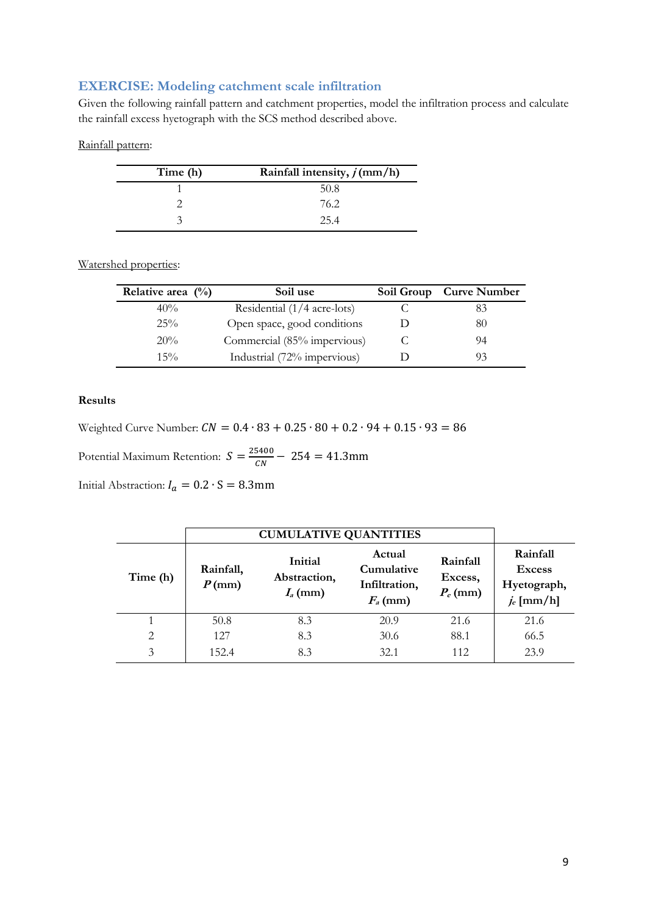## EXERCISE: Modeling catchment scale infiltration

Given the following rainfall pattern and catchment properties, model the infiltration process and calculate the rainfall excess hyetograph with the SCS method described above.

Rainfall pattern:

| Time (h) | Rainfall intensity, $j$ (mm/h) |
|---|---|
| 1 | 50.8 |
| 2 | 76.2 |
| 3 | 25.4 |

Watershed properties:

| Relative area (%) | Soil use | Soil Group | Curve Number |
|---|---|---|---|
| 40% | Residential (1/4 acre-lots) | C | 83 |
| 25% | Open space, good conditions | D | 80 |
| 20% | Commercial (85% impervious) | C | 94 |
| 15% | Industrial (72% impervious) | D | 93 |

**Results**

Weighted Curve Number: $CN = 0.4 \cdot 83 + 0.25 \cdot 80 + 0.2 \cdot 94 + 0.15 \cdot 93 = 86$

Potential Maximum Retention: $S = \frac{25400}{CN} - 254 = 41.3\text{mm}$

Initial Abstraction: $I_a = 0.2 \cdot \text{S} = 8.3\text{mm}$

| | CUMULATIVE QUANTITIES | | | | |
|---|---|---|---|---|---|
| **Time (h)** | **Rainfall, $P$ (mm)** | **Initial Abstraction, $I_a$ (mm)** | **Actual Cumulative Infiltration, $F_a$ (mm)** | **Rainfall Excess, $P_e$ (mm)** | **Rainfall Excess Hyetograph, $j_e$ [mm/h]** |
| 1 | 50.8 | 8.3 | 20.9 | 21.6 | 21.6 |
| 2 | 127 | 8.3 | 30.6 | 88.1 | 66.5 |
| 3 | 152.4 | 8.3 | 32.1 | 112 | 23.9 |